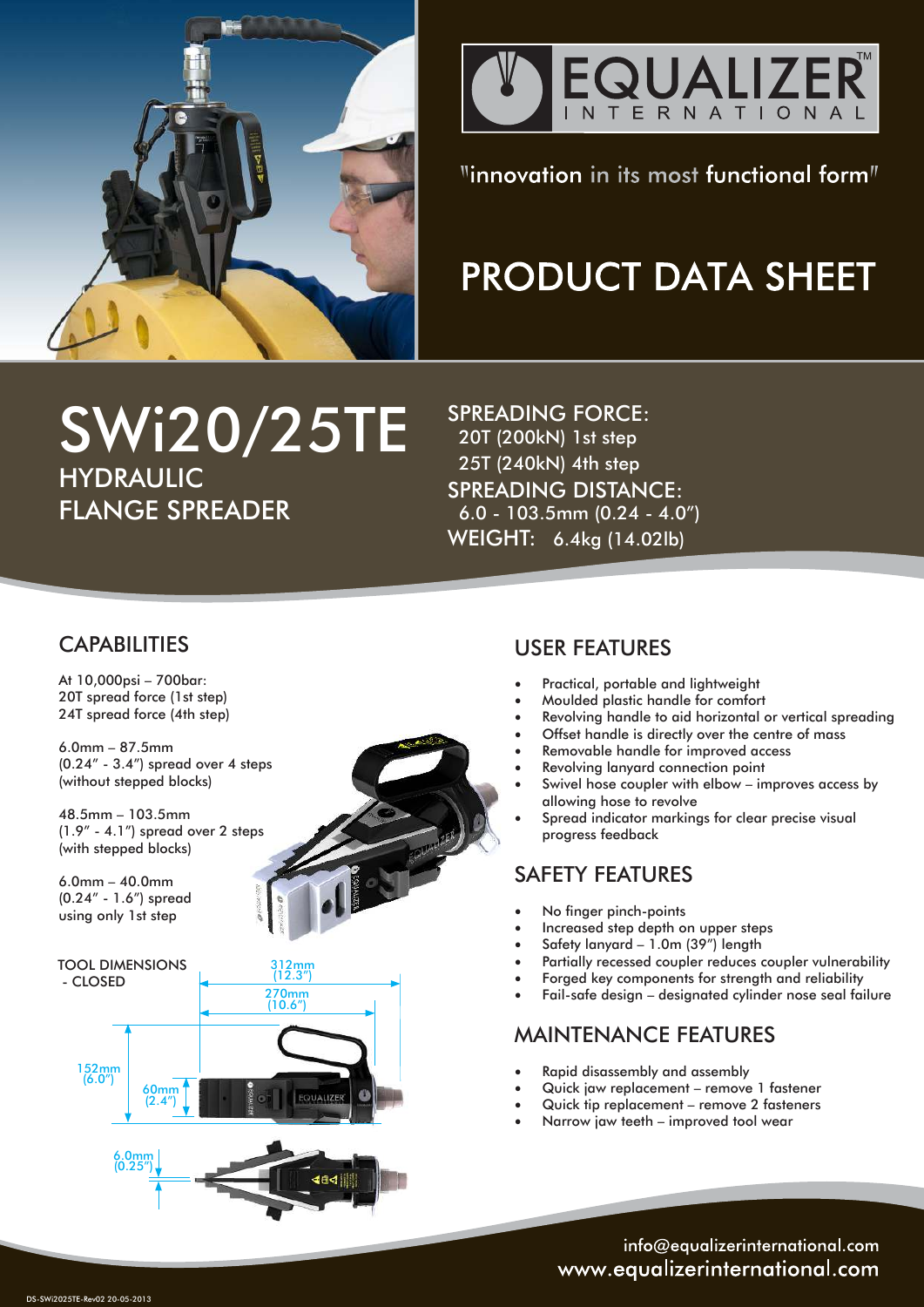# EQUALIZER INTERNATIONAL

"innovation in its most functional form"

# PRODUCT DATA SHEET

## SWi20/25TE HYDRAULIC FLANGE SPREADER

SPREADING FORCE:
20T (200kN) 1st step
25T (240kN) 4th step

SPREADING DISTANCE:
6.0 - 103.5mm (0.24 - 4.0″)

WEIGHT: 6.4kg (14.02lb)

## CAPABILITIES

At 10,000psi – 700bar:
20T spread force (1st step)
24T spread force (4th step)

6.0mm – 87.5mm
(0.24″ - 3.4″) spread over 4 steps
(without stepped blocks)

48.5mm – 103.5mm
(1.9″ - 4.1″) spread over 2 steps
(with stepped blocks)

6.0mm – 40.0mm
(0.24″ - 1.6″) spread
using only 1st step

TOOL DIMENSIONS
- CLOSED

312mm (12.3″)
270mm (10.6″)
152mm (6.0″)
60mm (2.4″)
6.0mm (0.25″)

## USER FEATURES

- Practical, portable and lightweight
- Moulded plastic handle for comfort
- Revolving handle to aid horizontal or vertical spreading
- Offset handle is directly over the centre of mass
- Removable handle for improved access
- Revolving lanyard connection point
- Swivel hose coupler with elbow – improves access by allowing hose to revolve
- Spread indicator markings for clear precise visual progress feedback

## SAFETY FEATURES

- No finger pinch-points
- Increased step depth on upper steps
- Safety lanyard – 1.0m (39″) length
- Partially recessed coupler reduces coupler vulnerability
- Forged key components for strength and reliability
- Fail-safe design – designated cylinder nose seal failure

## MAINTENANCE FEATURES

- Rapid disassembly and assembly
- Quick jaw replacement – remove 1 fastener
- Quick tip replacement – remove 2 fasteners
- Narrow jaw teeth – improved tool wear

info@equalizerinternational.com
www.equalizerinternational.com

DS-SWi2025TE-Rev02 20-05-2013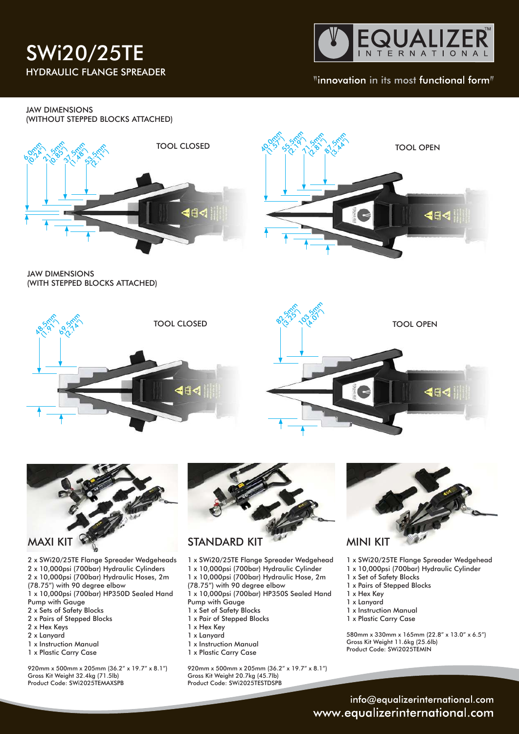# SWi20/25TE

HYDRAULIC FLANGE SPREADER

EQUALIZER INTERNATIONAL

"innovation in its most functional form"

JAW DIMENSIONS
(WITHOUT STEPPED BLOCKS ATTACHED)

TOOL CLOSED

6.0mm (0.24")
21.5mm (0.85")
37.5mm (1.48")
53.5mm (2.11")

TOOL OPEN

40.0mm (1.57")
55.5mm (2.19")
71.5mm (2.81")
87.5mm (3.44")

JAW DIMENSIONS
(WITH STEPPED BLOCKS ATTACHED)

TOOL CLOSED

48.5mm (1.91")
69.5mm (2.74")

TOOL OPEN

82.5mm (3.25")
103.5mm (4.07")

## MAXI KIT

2 x SWi20/25TE Flange Spreader Wedgeheads
2 x 10,000psi (700bar) Hydraulic Cylinders
2 x 10,000psi (700bar) Hydraulic Hoses, 2m (78.75") with 90 degree elbow
1 x 10,000psi (700bar) HP350D Sealed Hand Pump with Gauge
2 x Sets of Safety Blocks
2 x Pairs of Stepped Blocks
2 x Hex Keys
2 x Lanyard
1 x Instruction Manual
1 x Plastic Carry Case

920mm x 500mm x 205mm (36.2" x 19.7" x 8.1")
Gross Kit Weight 32.4kg (71.5lb)
Product Code: SWi2025TEMAXSPB

## STANDARD KIT

1 x SWi20/25TE Flange Spreader Wedgehead
1 x 10,000psi (700bar) Hydraulic Cylinder
1 x 10,000psi (700bar) Hydraulic Hose, 2m (78.75") with 90 degree elbow
1 x 10,000psi (700bar) HP350S Sealed Hand Pump with Gauge
1 x Set of Safety Blocks
1 x Pair of Stepped Blocks
1 x Hex Key
1 x Lanyard
1 x Instruction Manual
1 x Plastic Carry Case

920mm x 500mm x 205mm (36.2" x 19.7" x 8.1")
Gross Kit Weight 20.7kg (45.7lb)
Product Code: SWi2025TESTDSPB

## MINI KIT

1 x SWi20/25TE Flange Spreader Wedgehead
1 x 10,000psi (700bar) Hydraulic Cylinder
1 x Set of Safety Blocks
1 x Pairs of Stepped Blocks
1 x Hex Key
1 x Lanyard
1 x Instruction Manual
1 x Plastic Carry Case

580mm x 330mm x 165mm (22.8" x 13.0" x 6.5")
Gross Kit Weight 11.6kg (25.6lb)
Product Code: SWi2025TEMIN

info@equalizerinternational.com
www.equalizerinternational.com